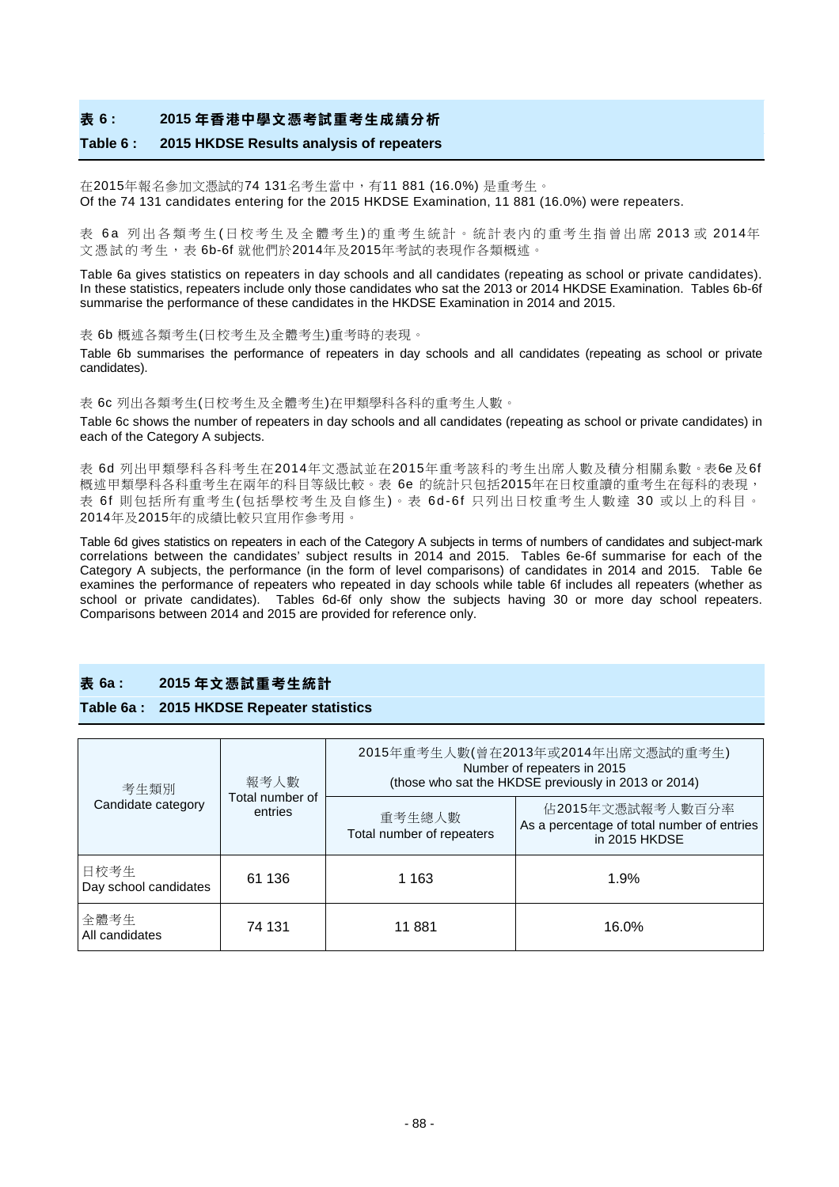## 表 6： 2015 年香港中學文憑考試重考生成績分析

## Table 6 : 2015 HKDSE Results analysis of repeaters

在2015年報名參加文憑試的74 131名考生當中，有11 881 (16.0%) 是重考生。
Of the 74 131 candidates entering for the 2015 HKDSE Examination, 11 881 (16.0%) were repeaters.

表 6a 列出各類考生(日校考生及全體考生)的重考生統計。統計表內的重考生指曾出席 2013 或 2014年文憑試的考生，表 6b-6f 就他們於2014年及2015年考試的表現作各類概述。

Table 6a gives statistics on repeaters in day schools and all candidates (repeating as school or private candidates). In these statistics, repeaters include only those candidates who sat the 2013 or 2014 HKDSE Examination. Tables 6b-6f summarise the performance of these candidates in the HKDSE Examination in 2014 and 2015.

表 6b 概述各類考生(日校考生及全體考生)重考時的表現。

Table 6b summarises the performance of repeaters in day schools and all candidates (repeating as school or private candidates).

表 6c 列出各類考生(日校考生及全體考生)在甲類學科各科的重考生人數。

Table 6c shows the number of repeaters in day schools and all candidates (repeating as school or private candidates) in each of the Category A subjects.

表 6d 列出甲類學科各科考生在2014年文憑試並在2015年重考該科的考生出席人數及積分相關系數。表6e及6f概述甲類學科各科重考生在兩年的科目等級比較。表 6e 的統計只包括2015年在日校重讀的重考生在每科的表現，表 6f 則包括所有重考生(包括學校考生及自修生)。表 6d-6f 只列出日校重考生人數達 30 或以上的科目。2014年及2015年的成績比較只宜用作參考用。

Table 6d gives statistics on repeaters in each of the Category A subjects in terms of numbers of candidates and subject-mark correlations between the candidates' subject results in 2014 and 2015. Tables 6e-6f summarise for each of the Category A subjects, the performance (in the form of level comparisons) of candidates in 2014 and 2015. Table 6e examines the performance of repeaters who repeated in day schools while table 6f includes all repeaters (whether as school or private candidates). Tables 6d-6f only show the subjects having 30 or more day school repeaters. Comparisons between 2014 and 2015 are provided for reference only.

## 表 6a： 2015 年文憑試重考生統計

## Table 6a : 2015 HKDSE Repeater statistics

| 考生類別<br>Candidate category | 報考人數<br>Total number of entries | 2015年重考生人數(曾在2013年或2014年出席文憑試的重考生)<br>Number of repeaters in 2015<br>(those who sat the HKDSE previously in 2013 or 2014) | |
|---|---|---|---|
| | | 重考生總人數<br>Total number of repeaters | 佔2015年文憑試報考人數百分率<br>As a percentage of total number of entries in 2015 HKDSE |
| 日校考生<br>Day school candidates | 61 136 | 1 163 | 1.9% |
| 全體考生<br>All candidates | 74 131 | 11 881 | 16.0% |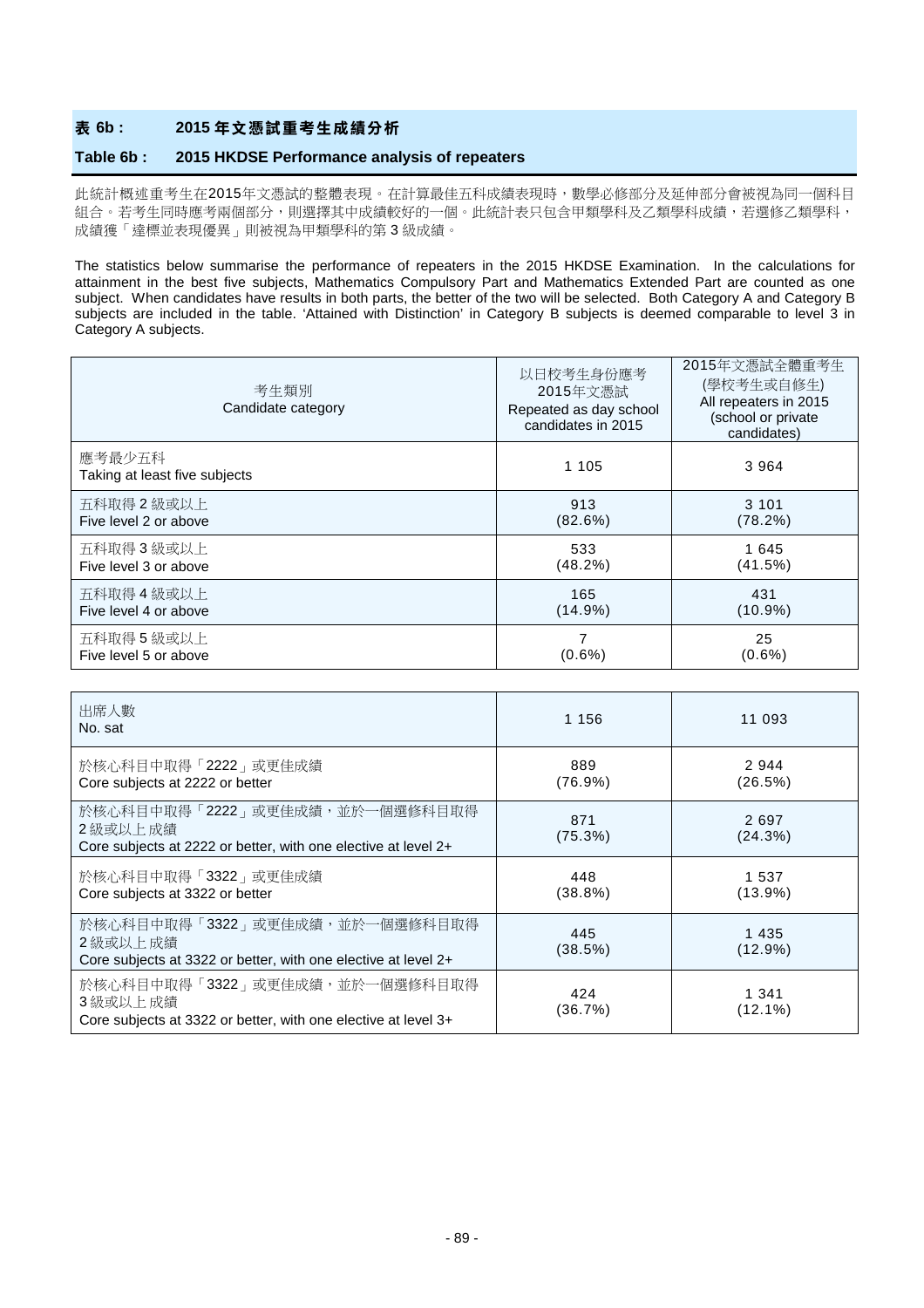## 表 6b： 2015 年文憑試重考生成績分析

## Table 6b : 2015 HKDSE Performance analysis of repeaters

此統計概述重考生在2015年文憑試的整體表現。在計算最佳五科成績表現時，數學必修部分及延伸部分會被視為同一個科目組合。若考生同時應考兩個部分，則選擇其中成績較好的一個。此統計表只包含甲類學科及乙類學科成績，若選修乙類學科，成績獲「達標並表現優異」則被視為甲類學科的第 3 級成績。

The statistics below summarise the performance of repeaters in the 2015 HKDSE Examination. In the calculations for attainment in the best five subjects, Mathematics Compulsory Part and Mathematics Extended Part are counted as one subject. When candidates have results in both parts, the better of the two will be selected. Both Category A and Category B subjects are included in the table. 'Attained with Distinction' in Category B subjects is deemed comparable to level 3 in Category A subjects.

| 考生類別<br>Candidate category | 以日校考生身份應考2015年文憑試<br>Repeated as day school candidates in 2015 | 2015年文憑試全體重考生(學校考生或自修生)<br>All repeaters in 2015 (school or private candidates) |
|---|---|---|
| 應考最少五科<br>Taking at least five subjects | 1 105 | 3 964 |
| 五科取得 2 級或以上<br>Five level 2 or above | 913<br>(82.6%) | 3 101<br>(78.2%) |
| 五科取得 3 級或以上<br>Five level 3 or above | 533<br>(48.2%) | 1 645<br>(41.5%) |
| 五科取得 4 級或以上<br>Five level 4 or above | 165<br>(14.9%) | 431<br>(10.9%) |
| 五科取得 5 級或以上<br>Five level 5 or above | 7<br>(0.6%) | 25<br>(0.6%) |

| 考生類別<br>Candidate category | 以日校考生身份應考2015年文憑試<br>Repeated as day school candidates in 2015 | 2015年文憑試全體重考生(學校考生或自修生)<br>All repeaters in 2015 (school or private candidates) |
|---|---|---|
| 出席人數<br>No. sat | 1 156 | 11 093 |
| 於核心科目中取得「2222」或更佳成績<br>Core subjects at 2222 or better | 889<br>(76.9%) | 2 944<br>(26.5%) |
| 於核心科目中取得「2222」或更佳成績，並於一個選修科目取得 2 級或以上成績<br>Core subjects at 2222 or better, with one elective at level 2+ | 871<br>(75.3%) | 2 697<br>(24.3%) |
| 於核心科目中取得「3322」或更佳成績<br>Core subjects at 3322 or better | 448<br>(38.8%) | 1 537<br>(13.9%) |
| 於核心科目中取得「3322」或更佳成績，並於一個選修科目取得 2 級或以上成績<br>Core subjects at 3322 or better, with one elective at level 2+ | 445<br>(38.5%) | 1 435<br>(12.9%) |
| 於核心科目中取得「3322」或更佳成績，並於一個選修科目取得 3 級或以上成績<br>Core subjects at 3322 or better, with one elective at level 3+ | 424<br>(36.7%) | 1 341<br>(12.1%) |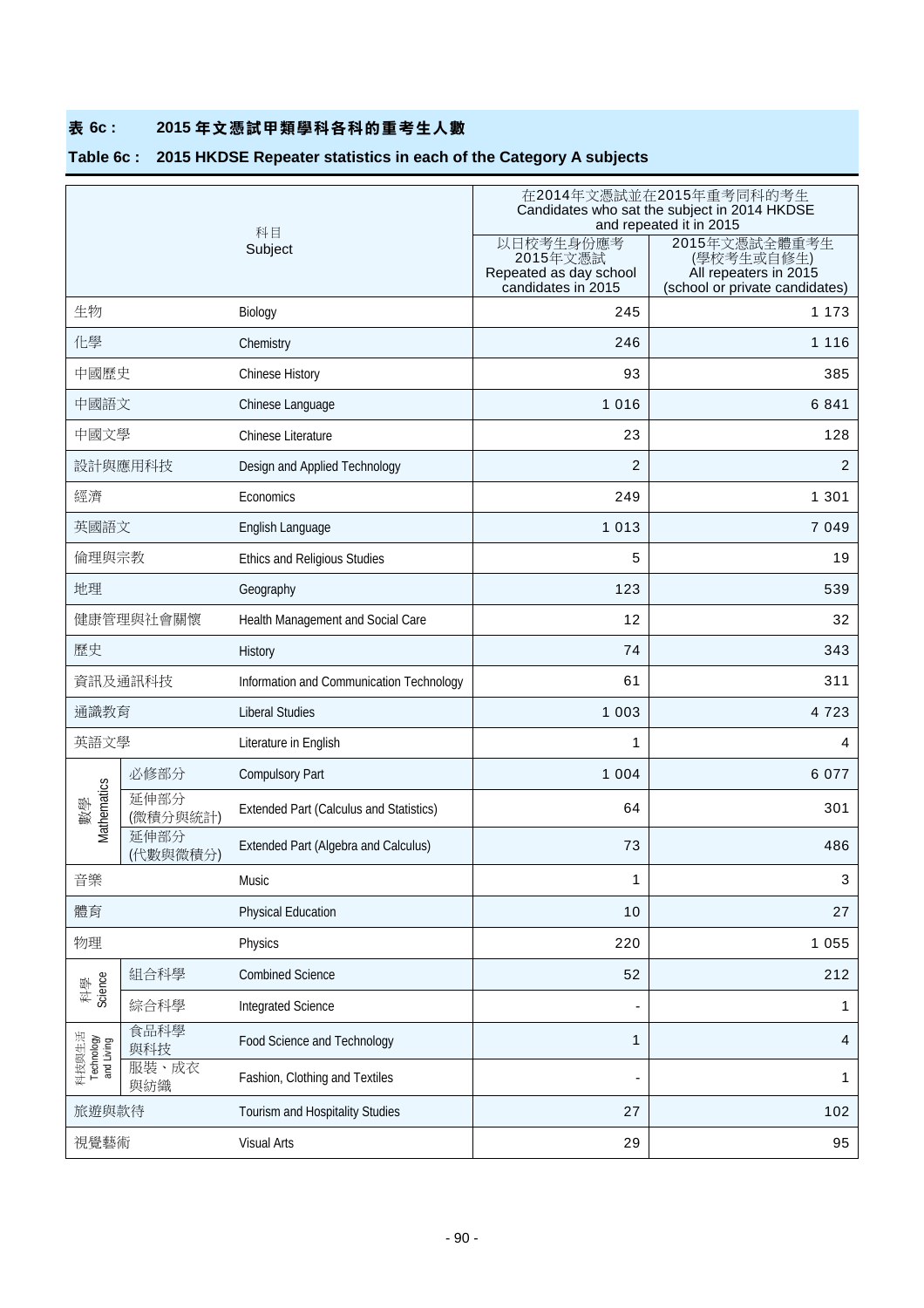## 表 6c： 2015 年文憑試甲類學科各科的重考生人數

## Table 6c : 2015 HKDSE Repeater statistics in each of the Category A subjects

| 科目 Subject | | | 在2014年文憑試並在2015年重考同科的考生 Candidates who sat the subject in 2014 HKDSE and repeated it in 2015 | |
|---|---|---|---|---|
| | | | 以日校考生身份應考2015年文憑試 Repeated as day school candidates in 2015 | 2015年文憑試全體重考生 (學校考生或自修生) All repeaters in 2015 (school or private candidates) |
| 生物 | | Biology | 245 | 1 173 |
| 化學 | | Chemistry | 246 | 1 116 |
| 中國歷史 | | Chinese History | 93 | 385 |
| 中國語文 | | Chinese Language | 1 016 | 6 841 |
| 中國文學 | | Chinese Literature | 23 | 128 |
| 設計與應用科技 | | Design and Applied Technology | 2 | 2 |
| 經濟 | | Economics | 249 | 1 301 |
| 英國語文 | | English Language | 1 013 | 7 049 |
| 倫理與宗教 | | Ethics and Religious Studies | 5 | 19 |
| 地理 | | Geography | 123 | 539 |
| 健康管理與社會關懷 | | Health Management and Social Care | 12 | 32 |
| 歷史 | | History | 74 | 343 |
| 資訊及通訊科技 | | Information and Communication Technology | 61 | 311 |
| 通識教育 | | Liberal Studies | 1 003 | 4 723 |
| 英語文學 | | Literature in English | 1 | 4 |
| 數學 Mathematics | 必修部分 | Compulsory Part | 1 004 | 6 077 |
| | 延伸部分 (微積分與統計) | Extended Part (Calculus and Statistics) | 64 | 301 |
| | 延伸部分 (代數與微積分) | Extended Part (Algebra and Calculus) | 73 | 486 |
| 音樂 | | Music | 1 | 3 |
| 體育 | | Physical Education | 10 | 27 |
| 物理 | | Physics | 220 | 1 055 |
| 科學 Science | 組合科學 | Combined Science | 52 | 212 |
| | 綜合科學 | Integrated Science | - | 1 |
| 科技與生活 Technology and Living | 食品科學與科技 | Food Science and Technology | 1 | 4 |
| | 服裝、成衣與紡織 | Fashion, Clothing and Textiles | - | 1 |
| 旅遊與款待 | | Tourism and Hospitality Studies | 27 | 102 |
| 視覺藝術 | | Visual Arts | 29 | 95 |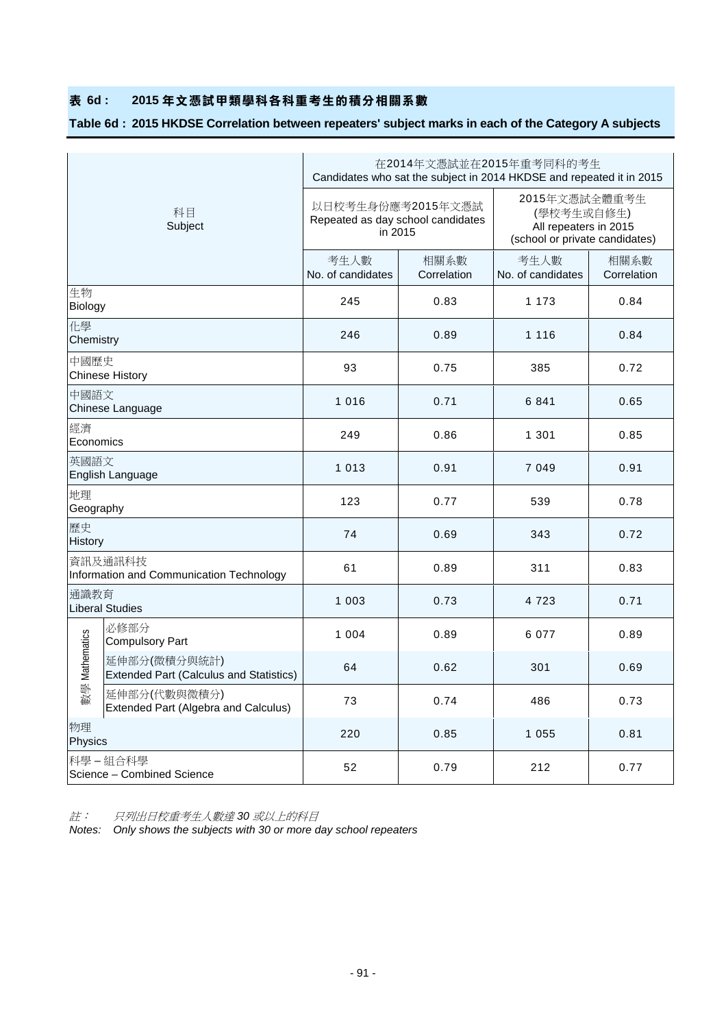## 表 6d： 2015 年文憑試甲類學科各科重考生的積分相關系數

## Table 6d : 2015 HKDSE Correlation between repeaters' subject marks in each of the Category A subjects

| 科目<br>Subject | | 在2014年文憑試並在2015年重考同科的考生<br>Candidates who sat the subject in 2014 HKDSE and repeated it in 2015 | | | |
|---|---|---|---|---|---|
| | | 以日校考生身份應考2015年文憑試<br>Repeated as day school candidates in 2015 | | 2015年文憑試全體重考生<br>(學校考生或自修生)<br>All repeaters in 2015<br>(school or private candidates) | |
| | | 考生人數<br>No. of candidates | 相關系數<br>Correlation | 考生人數<br>No. of candidates | 相關系數<br>Correlation |
| 生物<br>Biology | | 245 | 0.83 | 1 173 | 0.84 |
| 化學<br>Chemistry | | 246 | 0.89 | 1 116 | 0.84 |
| 中國歷史<br>Chinese History | | 93 | 0.75 | 385 | 0.72 |
| 中國語文<br>Chinese Language | | 1 016 | 0.71 | 6 841 | 0.65 |
| 經濟<br>Economics | | 249 | 0.86 | 1 301 | 0.85 |
| 英國語文<br>English Language | | 1 013 | 0.91 | 7 049 | 0.91 |
| 地理<br>Geography | | 123 | 0.77 | 539 | 0.78 |
| 歷史<br>History | | 74 | 0.69 | 343 | 0.72 |
| 資訊及通訊科技<br>Information and Communication Technology | | 61 | 0.89 | 311 | 0.83 |
| 通識教育<br>Liberal Studies | | 1 003 | 0.73 | 4 723 | 0.71 |
| 數學 Mathematics | 必修部分<br>Compulsory Part | 1 004 | 0.89 | 6 077 | 0.89 |
| | 延伸部分(微積分與統計)<br>Extended Part (Calculus and Statistics) | 64 | 0.62 | 301 | 0.69 |
| | 延伸部分(代數與微積分)<br>Extended Part (Algebra and Calculus) | 73 | 0.74 | 486 | 0.73 |
| 物理<br>Physics | | 220 | 0.85 | 1 055 | 0.81 |
| 科學 – 組合科學<br>Science – Combined Science | | 52 | 0.79 | 212 | 0.77 |

*註： 只列出日校重考生人數達 30 或以上的科目*

*Notes: Only shows the subjects with 30 or more day school repeaters*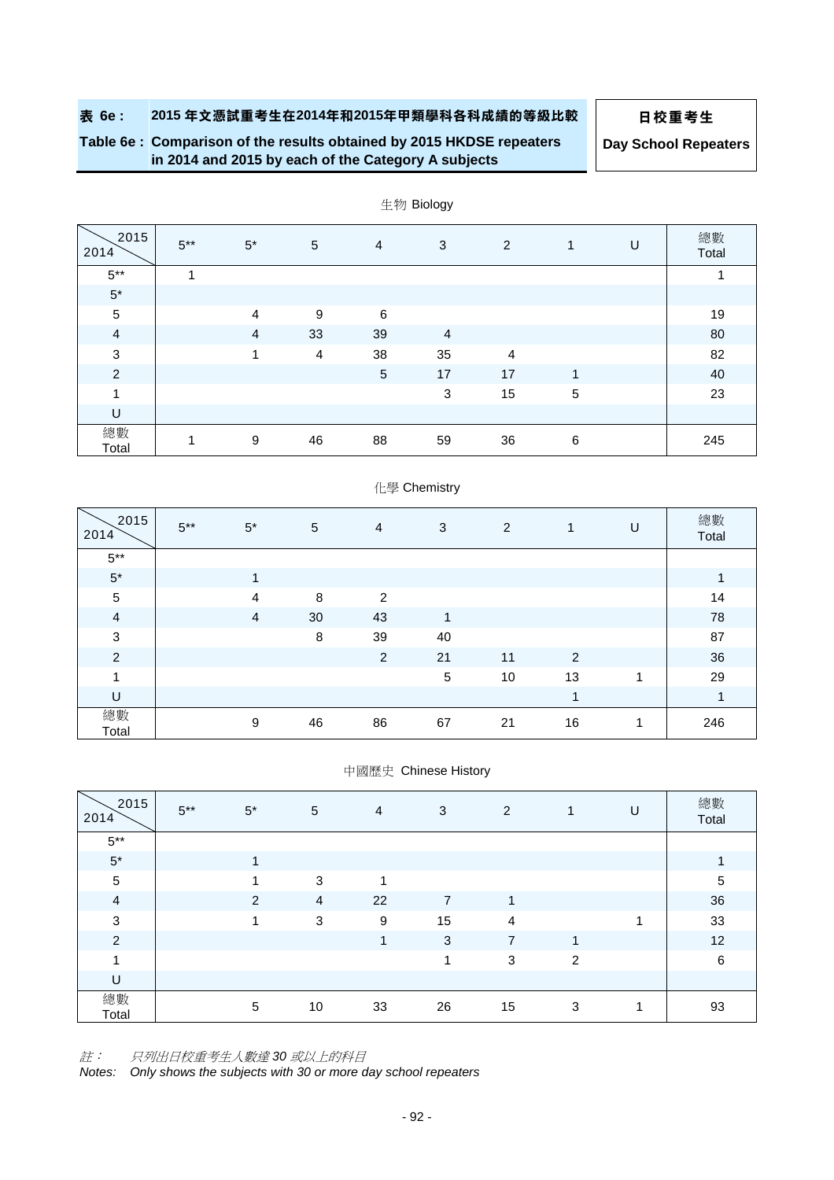**表 6e : 2015 年文憑試重考生在2014年和2015年甲類學科各科成績的等級比較**

**Table 6e : Comparison of the results obtained by 2015 HKDSE repeaters in 2014 and 2015 by each of the Category A subjects**

**日校重考生**

**Day School Repeaters**

生物 Biology

| 2014 \ 2015 | 5** | 5* | 5 | 4 | 3 | 2 | 1 | U | 總數 Total |
|---|---|---|---|---|---|---|---|---|---|
| 5** | 1 | | | | | | | | 1 |
| 5* | | | | | | | | | |
| 5 | | 4 | 9 | 6 | | | | | 19 |
| 4 | | 4 | 33 | 39 | 4 | | | | 80 |
| 3 | | 1 | 4 | 38 | 35 | 4 | | | 82 |
| 2 | | | | 5 | 17 | 17 | 1 | | 40 |
| 1 | | | | | 3 | 15 | 5 | | 23 |
| U | | | | | | | | | |
| 總數 Total | 1 | 9 | 46 | 88 | 59 | 36 | 6 | | 245 |

化學 Chemistry

| 2014 \ 2015 | 5** | 5* | 5 | 4 | 3 | 2 | 1 | U | 總數 Total |
|---|---|---|---|---|---|---|---|---|---|
| 5** | | | | | | | | | |
| 5* | | 1 | | | | | | | 1 |
| 5 | | 4 | 8 | 2 | | | | | 14 |
| 4 | | 4 | 30 | 43 | 1 | | | | 78 |
| 3 | | | 8 | 39 | 40 | | | | 87 |
| 2 | | | | 2 | 21 | 11 | 2 | | 36 |
| 1 | | | | | 5 | 10 | 13 | 1 | 29 |
| U | | | | | | | 1 | | 1 |
| 總數 Total | | 9 | 46 | 86 | 67 | 21 | 16 | 1 | 246 |

中國歷史 Chinese History

| 2014 \ 2015 | 5** | 5* | 5 | 4 | 3 | 2 | 1 | U | 總數 Total |
|---|---|---|---|---|---|---|---|---|---|
| 5** | | | | | | | | | |
| 5* | | 1 | | | | | | | 1 |
| 5 | | 1 | 3 | 1 | | | | | 5 |
| 4 | | 2 | 4 | 22 | 7 | 1 | | | 36 |
| 3 | | 1 | 3 | 9 | 15 | 4 | | 1 | 33 |
| 2 | | | | 1 | 3 | 7 | 1 | | 12 |
| 1 | | | | | 1 | 3 | 2 | | 6 |
| U | | | | | | | | | |
| 總數 Total | | 5 | 10 | 33 | 26 | 15 | 3 | 1 | 93 |

*註： 只列出日校重考生人數達 30 或以上的科目*

*Notes: Only shows the subjects with 30 or more day school repeaters*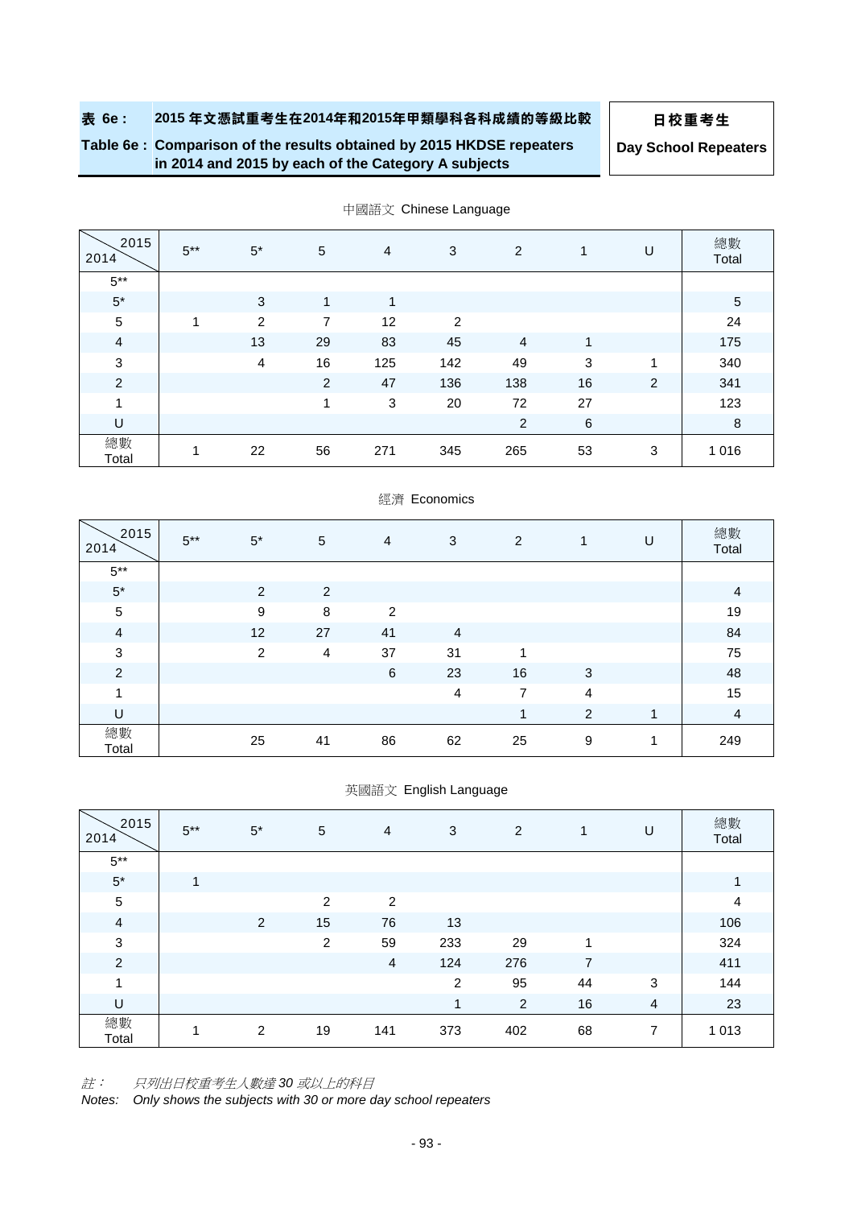**表 6e : 2015 年文憑試重考生在2014年和2015年甲類學科各科成績的等級比較**

**Table 6e : Comparison of the results obtained by 2015 HKDSE repeaters in 2014 and 2015 by each of the Category A subjects**

**日校重考生**

**Day School Repeaters**

中國語文 Chinese Language

| 2014 \ 2015 | 5** | 5* | 5 | 4 | 3 | 2 | 1 | U | 總數 Total |
|---|---|---|---|---|---|---|---|---|---|
| 5** | | | | | | | | | |
| 5* | | 3 | 1 | 1 | | | | | 5 |
| 5 | 1 | 2 | 7 | 12 | 2 | | | | 24 |
| 4 | | 13 | 29 | 83 | 45 | 4 | 1 | | 175 |
| 3 | | 4 | 16 | 125 | 142 | 49 | 3 | 1 | 340 |
| 2 | | | 2 | 47 | 136 | 138 | 16 | 2 | 341 |
| 1 | | | 1 | 3 | 20 | 72 | 27 | | 123 |
| U | | | | | | 2 | 6 | | 8 |
| 總數 Total | 1 | 22 | 56 | 271 | 345 | 265 | 53 | 3 | 1 016 |

經濟 Economics

| 2014 \ 2015 | 5** | 5* | 5 | 4 | 3 | 2 | 1 | U | 總數 Total |
|---|---|---|---|---|---|---|---|---|---|
| 5** | | | | | | | | | |
| 5* | | 2 | 2 | | | | | | 4 |
| 5 | | 9 | 8 | 2 | | | | | 19 |
| 4 | | 12 | 27 | 41 | 4 | | | | 84 |
| 3 | | 2 | 4 | 37 | 31 | 1 | | | 75 |
| 2 | | | | 6 | 23 | 16 | 3 | | 48 |
| 1 | | | | | 4 | 7 | 4 | | 15 |
| U | | | | | | 1 | 2 | 1 | 4 |
| 總數 Total | | 25 | 41 | 86 | 62 | 25 | 9 | 1 | 249 |

英國語文 English Language

| 2014 \ 2015 | 5** | 5* | 5 | 4 | 3 | 2 | 1 | U | 總數 Total |
|---|---|---|---|---|---|---|---|---|---|
| 5** | | | | | | | | | |
| 5* | 1 | | | | | | | | 1 |
| 5 | | | 2 | 2 | | | | | 4 |
| 4 | | 2 | 15 | 76 | 13 | | | | 106 |
| 3 | | | 2 | 59 | 233 | 29 | 1 | | 324 |
| 2 | | | | 4 | 124 | 276 | 7 | | 411 |
| 1 | | | | | 2 | 95 | 44 | 3 | 144 |
| U | | | | | 1 | 2 | 16 | 4 | 23 |
| 總數 Total | 1 | 2 | 19 | 141 | 373 | 402 | 68 | 7 | 1 013 |

*註： 只列出日校重考生人數達 30 或以上的科目*

*Notes: Only shows the subjects with 30 or more day school repeaters*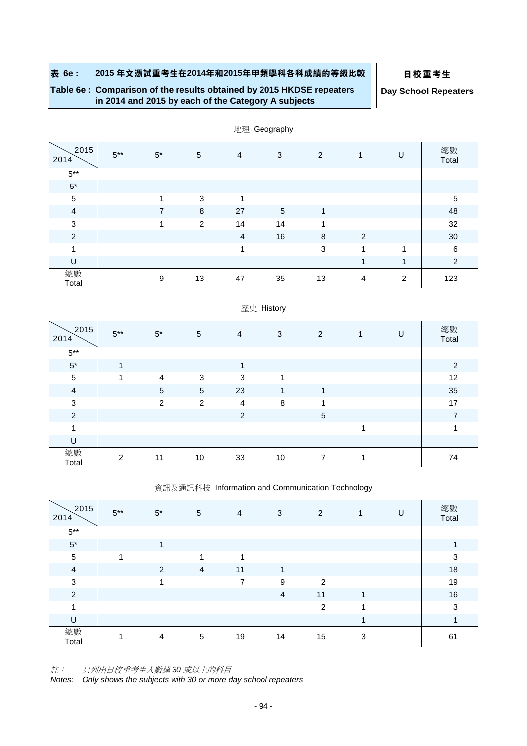**表 6e : 2015 年文憑試重考生在2014年和2015年甲類學科各科成績的等級比較**

**Table 6e : Comparison of the results obtained by 2015 HKDSE repeaters in 2014 and 2015 by each of the Category A subjects**

**日校重考生**

**Day School Repeaters**

地理 Geography

| 2014 \ 2015 | 5** | 5* | 5 | 4 | 3 | 2 | 1 | U | 總數 Total |
|---|---|---|---|---|---|---|---|---|---|
| 5** | | | | | | | | | |
| 5* | | | | | | | | | |
| 5 | | 1 | 3 | 1 | | | | | 5 |
| 4 | | 7 | 8 | 27 | 5 | 1 | | | 48 |
| 3 | | 1 | 2 | 14 | 14 | 1 | | | 32 |
| 2 | | | | 4 | 16 | 8 | 2 | | 30 |
| 1 | | | | 1 | | 3 | 1 | 1 | 6 |
| U | | | | | | | 1 | 1 | 2 |
| 總數 Total | | 9 | 13 | 47 | 35 | 13 | 4 | 2 | 123 |

歷史 History

| 2014 \ 2015 | 5** | 5* | 5 | 4 | 3 | 2 | 1 | U | 總數 Total |
|---|---|---|---|---|---|---|---|---|---|
| 5** | | | | | | | | | |
| 5* | 1 | | | 1 | | | | | 2 |
| 5 | 1 | 4 | 3 | 3 | 1 | | | | 12 |
| 4 | | 5 | 5 | 23 | 1 | 1 | | | 35 |
| 3 | | 2 | 2 | 4 | 8 | 1 | | | 17 |
| 2 | | | | 2 | | 5 | | | 7 |
| 1 | | | | | | | 1 | | 1 |
| U | | | | | | | | | |
| 總數 Total | 2 | 11 | 10 | 33 | 10 | 7 | 1 | | 74 |

資訊及通訊科技 Information and Communication Technology

| 2014 \ 2015 | 5** | 5* | 5 | 4 | 3 | 2 | 1 | U | 總數 Total |
|---|---|---|---|---|---|---|---|---|---|
| 5** | | | | | | | | | |
| 5* | | 1 | | | | | | | 1 |
| 5 | 1 | | 1 | 1 | | | | | 3 |
| 4 | | 2 | 4 | 11 | 1 | | | | 18 |
| 3 | | 1 | | 7 | 9 | 2 | | | 19 |
| 2 | | | | | 4 | 11 | 1 | | 16 |
| 1 | | | | | | 2 | 1 | | 3 |
| U | | | | | | | 1 | | 1 |
| 總數 Total | 1 | 4 | 5 | 19 | 14 | 15 | 3 | | 61 |

*註： 只列出日校重考生人數達 30 或以上的科目*

*Notes: Only shows the subjects with 30 or more day school repeaters*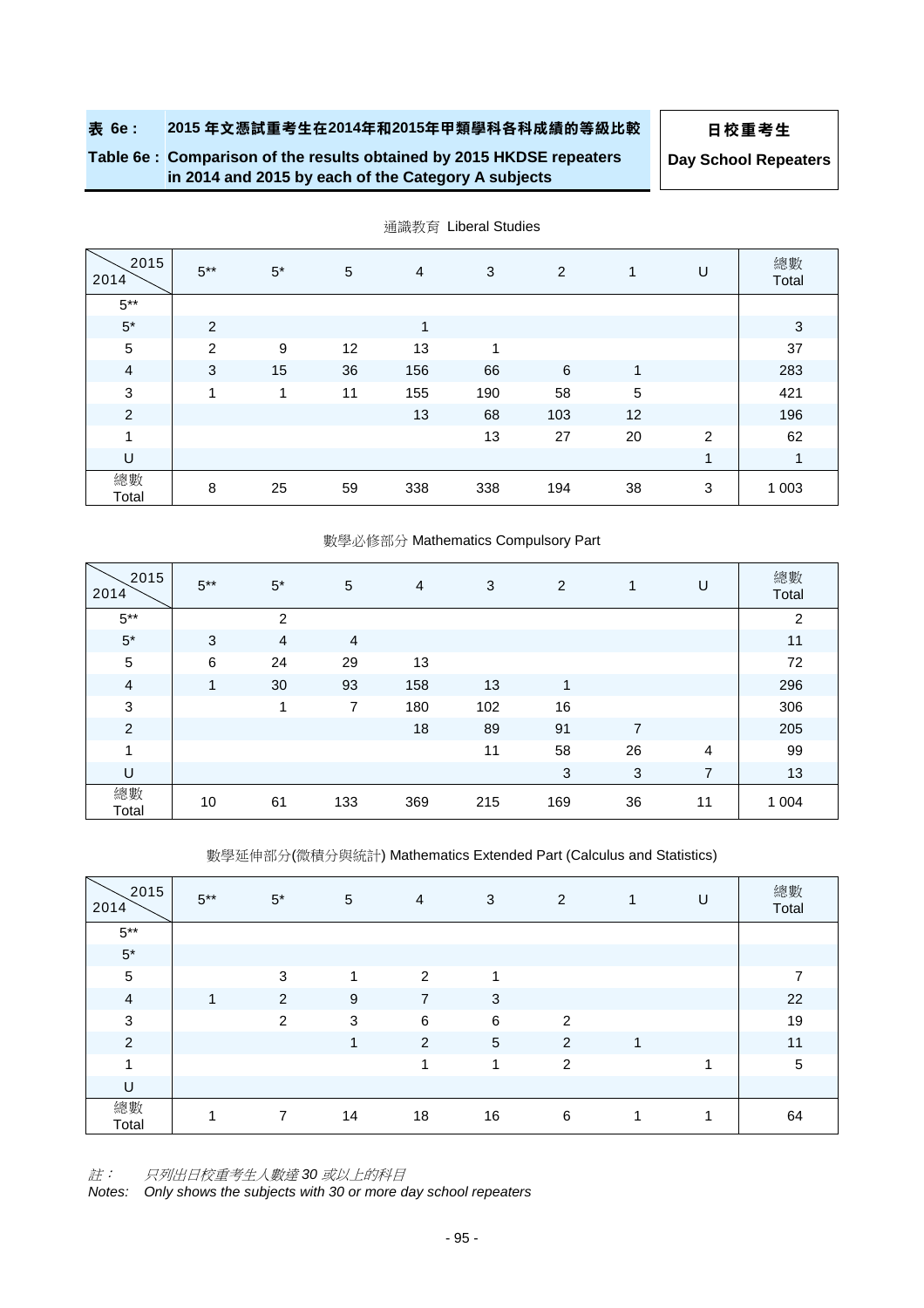**表 6e : 2015 年文憑試重考生在2014年和2015年甲類學科各科成績的等級比較**

**Table 6e : Comparison of the results obtained by 2015 HKDSE repeaters in 2014 and 2015 by each of the Category A subjects**

**日校重考生**

**Day School Repeaters**

通識教育 Liberal Studies

| 2014 \ 2015 | 5** | 5* | 5 | 4 | 3 | 2 | 1 | U | 總數 Total |
|---|---|---|---|---|---|---|---|---|---|
| 5** | | | | | | | | | |
| 5* | 2 | | | 1 | | | | | 3 |
| 5 | 2 | 9 | 12 | 13 | 1 | | | | 37 |
| 4 | 3 | 15 | 36 | 156 | 66 | 6 | 1 | | 283 |
| 3 | 1 | 1 | 11 | 155 | 190 | 58 | 5 | | 421 |
| 2 | | | | 13 | 68 | 103 | 12 | | 196 |
| 1 | | | | | 13 | 27 | 20 | 2 | 62 |
| U | | | | | | | | 1 | 1 |
| 總數 Total | 8 | 25 | 59 | 338 | 338 | 194 | 38 | 3 | 1 003 |

數學必修部分 Mathematics Compulsory Part

| 2014 \ 2015 | 5** | 5* | 5 | 4 | 3 | 2 | 1 | U | 總數 Total |
|---|---|---|---|---|---|---|---|---|---|
| 5** | | 2 | | | | | | | 2 |
| 5* | 3 | 4 | 4 | | | | | | 11 |
| 5 | 6 | 24 | 29 | 13 | | | | | 72 |
| 4 | 1 | 30 | 93 | 158 | 13 | 1 | | | 296 |
| 3 | | 1 | 7 | 180 | 102 | 16 | | | 306 |
| 2 | | | | 18 | 89 | 91 | 7 | | 205 |
| 1 | | | | | 11 | 58 | 26 | 4 | 99 |
| U | | | | | | 3 | 3 | 7 | 13 |
| 總數 Total | 10 | 61 | 133 | 369 | 215 | 169 | 36 | 11 | 1 004 |

數學延伸部分(微積分與統計) Mathematics Extended Part (Calculus and Statistics)

| 2014 \ 2015 | 5** | 5* | 5 | 4 | 3 | 2 | 1 | U | 總數 Total |
|---|---|---|---|---|---|---|---|---|---|
| 5** | | | | | | | | | |
| 5* | | | | | | | | | |
| 5 | | 3 | 1 | 2 | 1 | | | | 7 |
| 4 | 1 | 2 | 9 | 7 | 3 | | | | 22 |
| 3 | | 2 | 3 | 6 | 6 | 2 | | | 19 |
| 2 | | | 1 | 2 | 5 | 2 | 1 | | 11 |
| 1 | | | | 1 | 1 | 2 | | 1 | 5 |
| U | | | | | | | | | |
| 總數 Total | 1 | 7 | 14 | 18 | 16 | 6 | 1 | 1 | 64 |

*註： 只列出日校重考生人數達 30 或以上的科目*

*Notes: Only shows the subjects with 30 or more day school repeaters*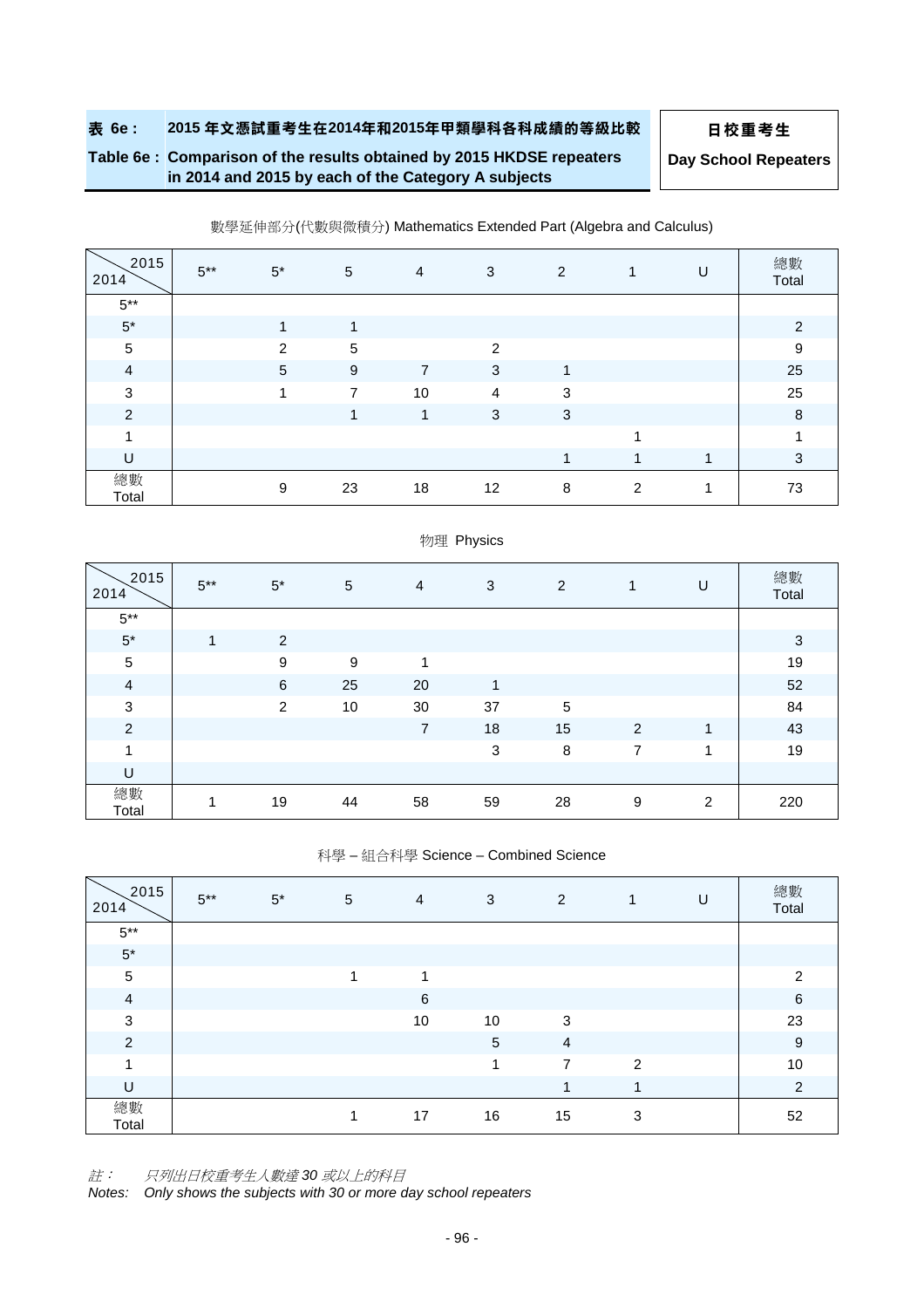**表 6e： 2015 年文憑試重考生在2014年和2015年甲類學科各科成績的等級比較**

**Table 6e : Comparison of the results obtained by 2015 HKDSE repeaters in 2014 and 2015 by each of the Category A subjects**

**日校重考生**

**Day School Repeaters**

數學延伸部分(代數與微積分) Mathematics Extended Part (Algebra and Calculus)

| 2015 / 2014 | 5** | 5* | 5 | 4 | 3 | 2 | 1 | U | 總數 Total |
|---|---|---|---|---|---|---|---|---|---|
| 5** | | | | | | | | | |
| 5* | | 1 | 1 | | | | | | 2 |
| 5 | | 2 | 5 | | 2 | | | | 9 |
| 4 | | 5 | 9 | 7 | 3 | 1 | | | 25 |
| 3 | | 1 | 7 | 10 | 4 | 3 | | | 25 |
| 2 | | | 1 | 1 | 3 | 3 | | | 8 |
| 1 | | | | | | | 1 | | 1 |
| U | | | | | | 1 | 1 | 1 | 3 |
| 總數 Total | | 9 | 23 | 18 | 12 | 8 | 2 | 1 | 73 |

物理 Physics

| 2015 / 2014 | 5** | 5* | 5 | 4 | 3 | 2 | 1 | U | 總數 Total |
|---|---|---|---|---|---|---|---|---|---|
| 5** | | | | | | | | | |
| 5* | 1 | 2 | | | | | | | 3 |
| 5 | | 9 | 9 | 1 | | | | | 19 |
| 4 | | 6 | 25 | 20 | 1 | | | | 52 |
| 3 | | 2 | 10 | 30 | 37 | 5 | | | 84 |
| 2 | | | | 7 | 18 | 15 | 2 | 1 | 43 |
| 1 | | | | | 3 | 8 | 7 | 1 | 19 |
| U | | | | | | | | | |
| 總數 Total | 1 | 19 | 44 | 58 | 59 | 28 | 9 | 2 | 220 |

科學 – 組合科學 Science – Combined Science

| 2015 / 2014 | 5** | 5* | 5 | 4 | 3 | 2 | 1 | U | 總數 Total |
|---|---|---|---|---|---|---|---|---|---|
| 5** | | | | | | | | | |
| 5* | | | | | | | | | |
| 5 | | | 1 | 1 | | | | | 2 |
| 4 | | | | 6 | | | | | 6 |
| 3 | | | | 10 | 10 | 3 | | | 23 |
| 2 | | | | | 5 | 4 | | | 9 |
| 1 | | | | | 1 | 7 | 2 | | 10 |
| U | | | | | | 1 | 1 | | 2 |
| 總數 Total | | | 1 | 17 | 16 | 15 | 3 | | 52 |

*註： 只列出日校重考生人數達 30 或以上的科目*

*Notes: Only shows the subjects with 30 or more day school repeaters*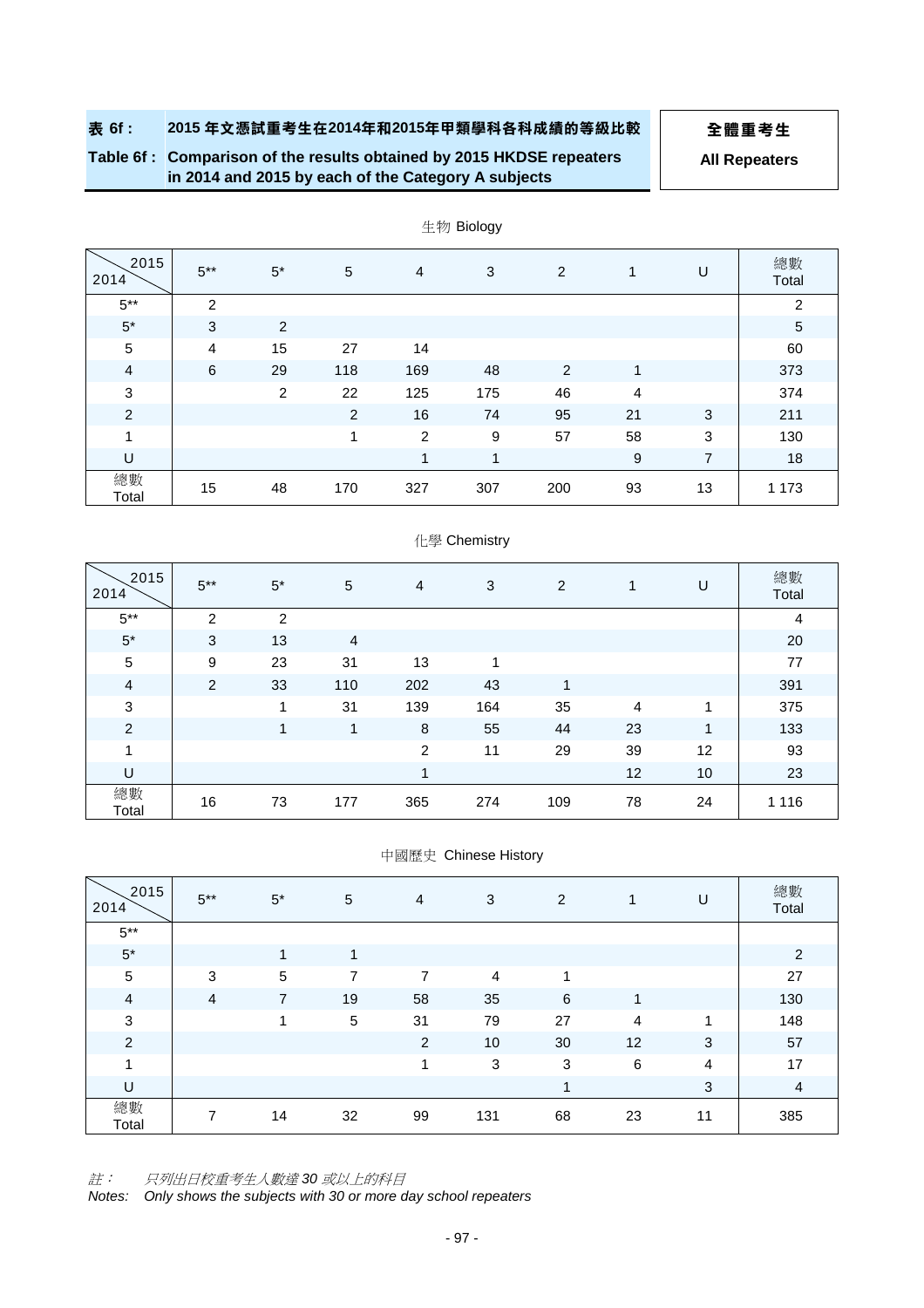**表 6f : 2015 年文憑試重考生在2014年和2015年甲類學科各科成績的等級比較**

**Table 6f : Comparison of the results obtained by 2015 HKDSE repeaters in 2014 and 2015 by each of the Category A subjects**

**全體重考生**

**All Repeaters**

生物 Biology

| 2014 \ 2015 | 5** | 5* | 5 | 4 | 3 | 2 | 1 | U | 總數 Total |
|---|---|---|---|---|---|---|---|---|---|
| 5** | 2 | | | | | | | | 2 |
| 5* | 3 | 2 | | | | | | | 5 |
| 5 | 4 | 15 | 27 | 14 | | | | | 60 |
| 4 | 6 | 29 | 118 | 169 | 48 | 2 | 1 | | 373 |
| 3 | | 2 | 22 | 125 | 175 | 46 | 4 | | 374 |
| 2 | | | 2 | 16 | 74 | 95 | 21 | 3 | 211 |
| 1 | | | 1 | 2 | 9 | 57 | 58 | 3 | 130 |
| U | | | | 1 | 1 | | 9 | 7 | 18 |
| 總數 Total | 15 | 48 | 170 | 327 | 307 | 200 | 93 | 13 | 1 173 |

化學 Chemistry

| 2014 \ 2015 | 5** | 5* | 5 | 4 | 3 | 2 | 1 | U | 總數 Total |
|---|---|---|---|---|---|---|---|---|---|
| 5** | 2 | 2 | | | | | | | 4 |
| 5* | 3 | 13 | 4 | | | | | | 20 |
| 5 | 9 | 23 | 31 | 13 | 1 | | | | 77 |
| 4 | 2 | 33 | 110 | 202 | 43 | 1 | | | 391 |
| 3 | | 1 | 31 | 139 | 164 | 35 | 4 | 1 | 375 |
| 2 | | 1 | 1 | 8 | 55 | 44 | 23 | 1 | 133 |
| 1 | | | | 2 | 11 | 29 | 39 | 12 | 93 |
| U | | | | 1 | | | 12 | 10 | 23 |
| 總數 Total | 16 | 73 | 177 | 365 | 274 | 109 | 78 | 24 | 1 116 |

中國歷史 Chinese History

| 2014 \ 2015 | 5** | 5* | 5 | 4 | 3 | 2 | 1 | U | 總數 Total |
|---|---|---|---|---|---|---|---|---|---|
| 5** | | | | | | | | | |
| 5* | | 1 | 1 | | | | | | 2 |
| 5 | 3 | 5 | 7 | 7 | 4 | 1 | | | 27 |
| 4 | 4 | 7 | 19 | 58 | 35 | 6 | 1 | | 130 |
| 3 | | 1 | 5 | 31 | 79 | 27 | 4 | 1 | 148 |
| 2 | | | | 2 | 10 | 30 | 12 | 3 | 57 |
| 1 | | | | 1 | 3 | 3 | 6 | 4 | 17 |
| U | | | | | | 1 | | 3 | 4 |
| 總數 Total | 7 | 14 | 32 | 99 | 131 | 68 | 23 | 11 | 385 |

*註： 只列出日校重考生人數達 30 或以上的科目*

*Notes: Only shows the subjects with 30 or more day school repeaters*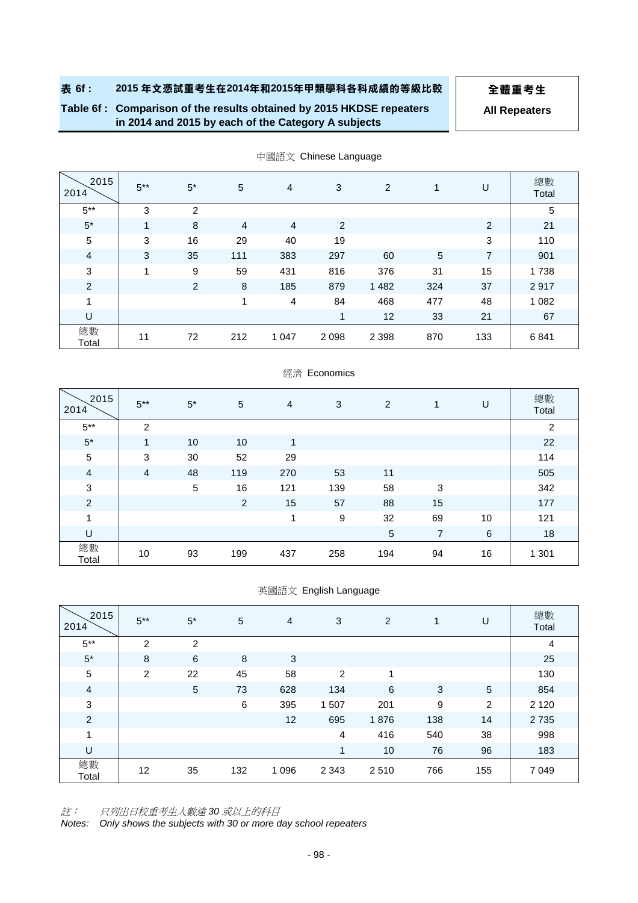**表 6f : 2015 年文憑試重考生在2014年和2015年甲類學科各科成績的等級比較**

**Table 6f : Comparison of the results obtained by 2015 HKDSE repeaters in 2014 and 2015 by each of the Category A subjects**

**全體重考生**

**All Repeaters**

中國語文 Chinese Language

| 2014 \ 2015 | 5** | 5* | 5 | 4 | 3 | 2 | 1 | U | 總數 Total |
|---|---|---|---|---|---|---|---|---|---|
| 5** | 3 | 2 | | | | | | | 5 |
| 5* | 1 | 8 | 4 | 4 | 2 | | | 2 | 21 |
| 5 | 3 | 16 | 29 | 40 | 19 | | | 3 | 110 |
| 4 | 3 | 35 | 111 | 383 | 297 | 60 | 5 | 7 | 901 |
| 3 | 1 | 9 | 59 | 431 | 816 | 376 | 31 | 15 | 1 738 |
| 2 | | 2 | 8 | 185 | 879 | 1 482 | 324 | 37 | 2 917 |
| 1 | | | 1 | 4 | 84 | 468 | 477 | 48 | 1 082 |
| U | | | | | 1 | 12 | 33 | 21 | 67 |
| 總數 Total | 11 | 72 | 212 | 1 047 | 2 098 | 2 398 | 870 | 133 | 6 841 |

經濟 Economics

| 2014 \ 2015 | 5** | 5* | 5 | 4 | 3 | 2 | 1 | U | 總數 Total |
|---|---|---|---|---|---|---|---|---|---|
| 5** | 2 | | | | | | | | 2 |
| 5* | 1 | 10 | 10 | 1 | | | | | 22 |
| 5 | 3 | 30 | 52 | 29 | | | | | 114 |
| 4 | 4 | 48 | 119 | 270 | 53 | 11 | | | 505 |
| 3 | | 5 | 16 | 121 | 139 | 58 | 3 | | 342 |
| 2 | | | 2 | 15 | 57 | 88 | 15 | | 177 |
| 1 | | | | 1 | 9 | 32 | 69 | 10 | 121 |
| U | | | | | | 5 | 7 | 6 | 18 |
| 總數 Total | 10 | 93 | 199 | 437 | 258 | 194 | 94 | 16 | 1 301 |

英國語文 English Language

| 2014 \ 2015 | 5** | 5* | 5 | 4 | 3 | 2 | 1 | U | 總數 Total |
|---|---|---|---|---|---|---|---|---|---|
| 5** | 2 | 2 | | | | | | | 4 |
| 5* | 8 | 6 | 8 | 3 | | | | | 25 |
| 5 | 2 | 22 | 45 | 58 | 2 | 1 | | | 130 |
| 4 | | 5 | 73 | 628 | 134 | 6 | 3 | 5 | 854 |
| 3 | | | 6 | 395 | 1 507 | 201 | 9 | 2 | 2 120 |
| 2 | | | | 12 | 695 | 1 876 | 138 | 14 | 2 735 |
| 1 | | | | | 4 | 416 | 540 | 38 | 998 |
| U | | | | | 1 | 10 | 76 | 96 | 183 |
| 總數 Total | 12 | 35 | 132 | 1 096 | 2 343 | 2 510 | 766 | 155 | 7 049 |

*註： 只列出日校重考生人數達 30 或以上的科目*

*Notes: Only shows the subjects with 30 or more day school repeaters*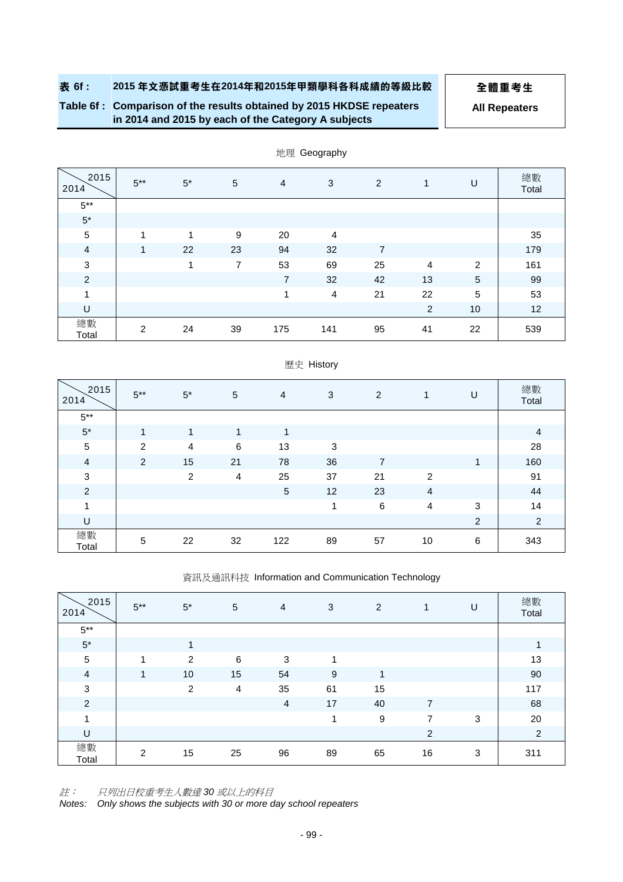**表 6f : 2015 年文憑試重考生在2014年和2015年甲類學科各科成績的等級比較**

**Table 6f : Comparison of the results obtained by 2015 HKDSE repeaters in 2014 and 2015 by each of the Category A subjects**

**全體重考生**

**All Repeaters**

地理 Geography

| 2014 \ 2015 | 5** | 5* | 5 | 4 | 3 | 2 | 1 | U | 總數 Total |
|---|---|---|---|---|---|---|---|---|---|
| 5** | | | | | | | | | |
| 5* | | | | | | | | | |
| 5 | 1 | 1 | 9 | 20 | 4 | | | | 35 |
| 4 | 1 | 22 | 23 | 94 | 32 | 7 | | | 179 |
| 3 | | 1 | 7 | 53 | 69 | 25 | 4 | 2 | 161 |
| 2 | | | | 7 | 32 | 42 | 13 | 5 | 99 |
| 1 | | | | 1 | 4 | 21 | 22 | 5 | 53 |
| U | | | | | | | 2 | 10 | 12 |
| 總數 Total | 2 | 24 | 39 | 175 | 141 | 95 | 41 | 22 | 539 |

歷史 History

| 2014 \ 2015 | 5** | 5* | 5 | 4 | 3 | 2 | 1 | U | 總數 Total |
|---|---|---|---|---|---|---|---|---|---|
| 5** | | | | | | | | | |
| 5* | 1 | 1 | 1 | 1 | | | | | 4 |
| 5 | 2 | 4 | 6 | 13 | 3 | | | | 28 |
| 4 | 2 | 15 | 21 | 78 | 36 | 7 | | 1 | 160 |
| 3 | | 2 | 4 | 25 | 37 | 21 | 2 | | 91 |
| 2 | | | | 5 | 12 | 23 | 4 | | 44 |
| 1 | | | | | 1 | 6 | 4 | 3 | 14 |
| U | | | | | | | | 2 | 2 |
| 總數 Total | 5 | 22 | 32 | 122 | 89 | 57 | 10 | 6 | 343 |

資訊及通訊科技 Information and Communication Technology

| 2014 \ 2015 | 5** | 5* | 5 | 4 | 3 | 2 | 1 | U | 總數 Total |
|---|---|---|---|---|---|---|---|---|---|
| 5** | | | | | | | | | |
| 5* | | 1 | | | | | | | 1 |
| 5 | 1 | 2 | 6 | 3 | 1 | | | | 13 |
| 4 | 1 | 10 | 15 | 54 | 9 | 1 | | | 90 |
| 3 | | 2 | 4 | 35 | 61 | 15 | | | 117 |
| 2 | | | | 4 | 17 | 40 | 7 | | 68 |
| 1 | | | | | 1 | 9 | 7 | 3 | 20 |
| U | | | | | | | 2 | | 2 |
| 總數 Total | 2 | 15 | 25 | 96 | 89 | 65 | 16 | 3 | 311 |

*註： 只列出日校重考生人數達 30 或以上的科目*

*Notes: Only shows the subjects with 30 or more day school repeaters*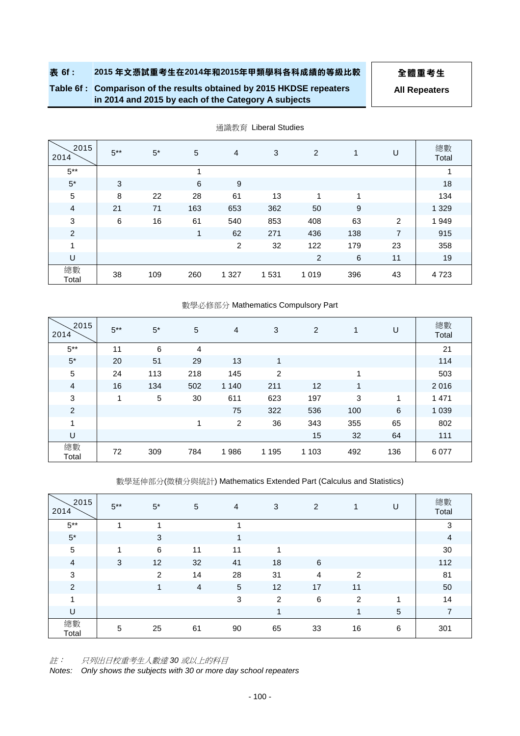**表 6f : 2015 年文憑試重考生在2014年和2015年甲類學科各科成績的等級比較**

**Table 6f : Comparison of the results obtained by 2015 HKDSE repeaters in 2014 and 2015 by each of the Category A subjects**

**全體重考生**

**All Repeaters**

通識教育 Liberal Studies

| 2014 \ 2015 | 5** | 5* | 5 | 4 | 3 | 2 | 1 | U | 總數 Total |
|---|---|---|---|---|---|---|---|---|---|
| 5** | | | 1 | | | | | | 1 |
| 5* | 3 | | 6 | 9 | | | | | 18 |
| 5 | 8 | 22 | 28 | 61 | 13 | 1 | 1 | | 134 |
| 4 | 21 | 71 | 163 | 653 | 362 | 50 | 9 | | 1 329 |
| 3 | 6 | 16 | 61 | 540 | 853 | 408 | 63 | 2 | 1 949 |
| 2 | | | 1 | 62 | 271 | 436 | 138 | 7 | 915 |
| 1 | | | | 2 | 32 | 122 | 179 | 23 | 358 |
| U | | | | | | 2 | 6 | 11 | 19 |
| 總數 Total | 38 | 109 | 260 | 1 327 | 1 531 | 1 019 | 396 | 43 | 4 723 |

數學必修部分 Mathematics Compulsory Part

| 2014 \ 2015 | 5** | 5* | 5 | 4 | 3 | 2 | 1 | U | 總數 Total |
|---|---|---|---|---|---|---|---|---|---|
| 5** | 11 | 6 | 4 | | | | | | 21 |
| 5* | 20 | 51 | 29 | 13 | 1 | | | | 114 |
| 5 | 24 | 113 | 218 | 145 | 2 | | 1 | | 503 |
| 4 | 16 | 134 | 502 | 1 140 | 211 | 12 | 1 | | 2 016 |
| 3 | 1 | 5 | 30 | 611 | 623 | 197 | 3 | 1 | 1 471 |
| 2 | | | | 75 | 322 | 536 | 100 | 6 | 1 039 |
| 1 | | | 1 | 2 | 36 | 343 | 355 | 65 | 802 |
| U | | | | | | 15 | 32 | 64 | 111 |
| 總數 Total | 72 | 309 | 784 | 1 986 | 1 195 | 1 103 | 492 | 136 | 6 077 |

數學延伸部分(微積分與統計) Mathematics Extended Part (Calculus and Statistics)

| 2014 \ 2015 | 5** | 5* | 5 | 4 | 3 | 2 | 1 | U | 總數 Total |
|---|---|---|---|---|---|---|---|---|---|
| 5** | 1 | 1 | | 1 | | | | | 3 |
| 5* | | 3 | | 1 | | | | | 4 |
| 5 | 1 | 6 | 11 | 11 | 1 | | | | 30 |
| 4 | 3 | 12 | 32 | 41 | 18 | 6 | | | 112 |
| 3 | | 2 | 14 | 28 | 31 | 4 | 2 | | 81 |
| 2 | | 1 | 4 | 5 | 12 | 17 | 11 | | 50 |
| 1 | | | | 3 | 2 | 6 | 2 | 1 | 14 |
| U | | | | | 1 | | 1 | 5 | 7 |
| 總數 Total | 5 | 25 | 61 | 90 | 65 | 33 | 16 | 6 | 301 |

*註： 只列出日校重考生人數達 30 或以上的科目*

*Notes: Only shows the subjects with 30 or more day school repeaters*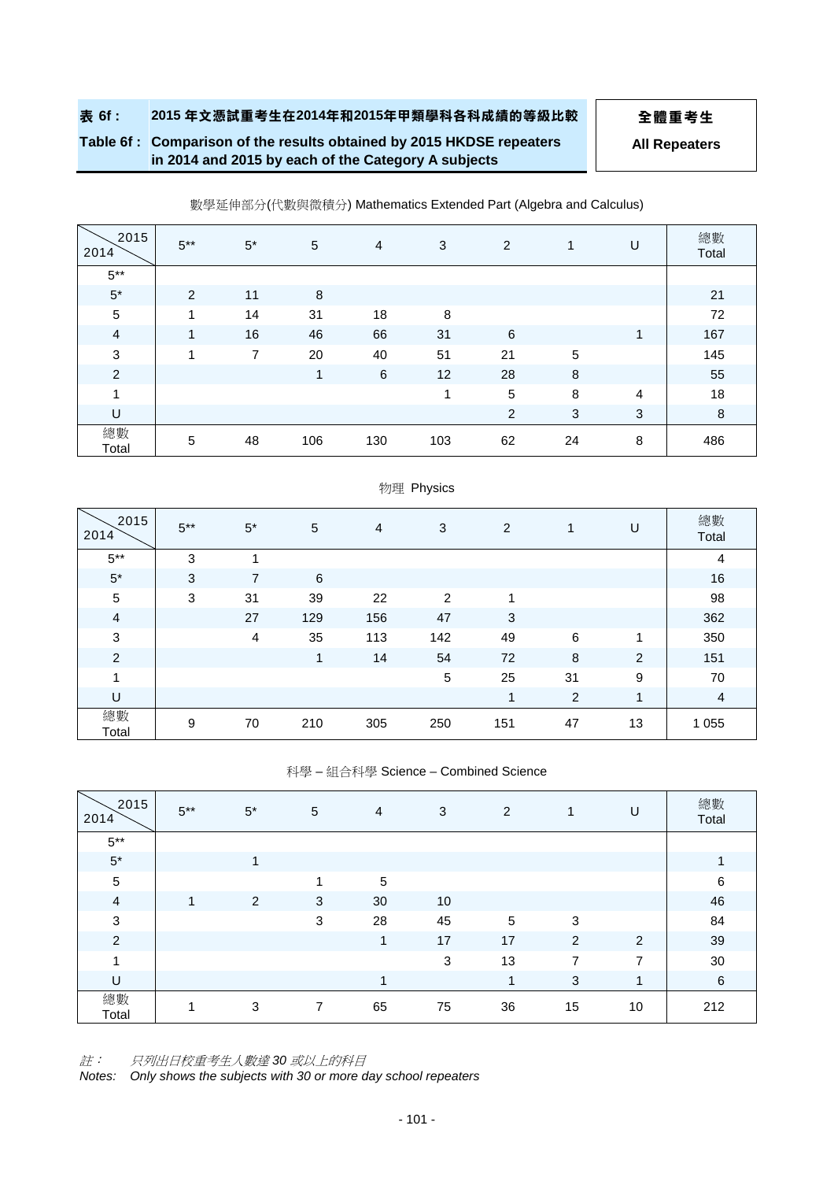**表 6f : 2015 年文憑試重考生在2014年和2015年甲類學科各科成績的等級比較**

**Table 6f : Comparison of the results obtained by 2015 HKDSE repeaters in 2014 and 2015 by each of the Category A subjects**

**全體重考生**

**All Repeaters**

數學延伸部分(代數與微積分) Mathematics Extended Part (Algebra and Calculus)

| 2015 / 2014 | 5** | 5* | 5 | 4 | 3 | 2 | 1 | U | 總數 Total |
|---|---|---|---|---|---|---|---|---|---|
| 5** | | | | | | | | | |
| 5* | 2 | 11 | 8 | | | | | | 21 |
| 5 | 1 | 14 | 31 | 18 | 8 | | | | 72 |
| 4 | 1 | 16 | 46 | 66 | 31 | 6 | | 1 | 167 |
| 3 | 1 | 7 | 20 | 40 | 51 | 21 | 5 | | 145 |
| 2 | | | 1 | 6 | 12 | 28 | 8 | | 55 |
| 1 | | | | | 1 | 5 | 8 | 4 | 18 |
| U | | | | | | 2 | 3 | 3 | 8 |
| 總數 Total | 5 | 48 | 106 | 130 | 103 | 62 | 24 | 8 | 486 |

物理 Physics

| 2015 / 2014 | 5** | 5* | 5 | 4 | 3 | 2 | 1 | U | 總數 Total |
|---|---|---|---|---|---|---|---|---|---|
| 5** | 3 | 1 | | | | | | | 4 |
| 5* | 3 | 7 | 6 | | | | | | 16 |
| 5 | 3 | 31 | 39 | 22 | 2 | 1 | | | 98 |
| 4 | | 27 | 129 | 156 | 47 | 3 | | | 362 |
| 3 | | 4 | 35 | 113 | 142 | 49 | 6 | 1 | 350 |
| 2 | | | 1 | 14 | 54 | 72 | 8 | 2 | 151 |
| 1 | | | | | 5 | 25 | 31 | 9 | 70 |
| U | | | | | | 1 | 2 | 1 | 4 |
| 總數 Total | 9 | 70 | 210 | 305 | 250 | 151 | 47 | 13 | 1 055 |

科學 – 組合科學 Science – Combined Science

| 2015 / 2014 | 5** | 5* | 5 | 4 | 3 | 2 | 1 | U | 總數 Total |
|---|---|---|---|---|---|---|---|---|---|
| 5** | | | | | | | | | |
| 5* | | 1 | | | | | | | 1 |
| 5 | | | 1 | 5 | | | | | 6 |
| 4 | 1 | 2 | 3 | 30 | 10 | | | | 46 |
| 3 | | | 3 | 28 | 45 | 5 | 3 | | 84 |
| 2 | | | | 1 | 17 | 17 | 2 | 2 | 39 |
| 1 | | | | | 3 | 13 | 7 | 7 | 30 |
| U | | | | 1 | | 1 | 3 | 1 | 6 |
| 總數 Total | 1 | 3 | 7 | 65 | 75 | 36 | 15 | 10 | 212 |

*註： 只列出日校重考生人數達 30 或以上的科目*

*Notes: Only shows the subjects with 30 or more day school repeaters*